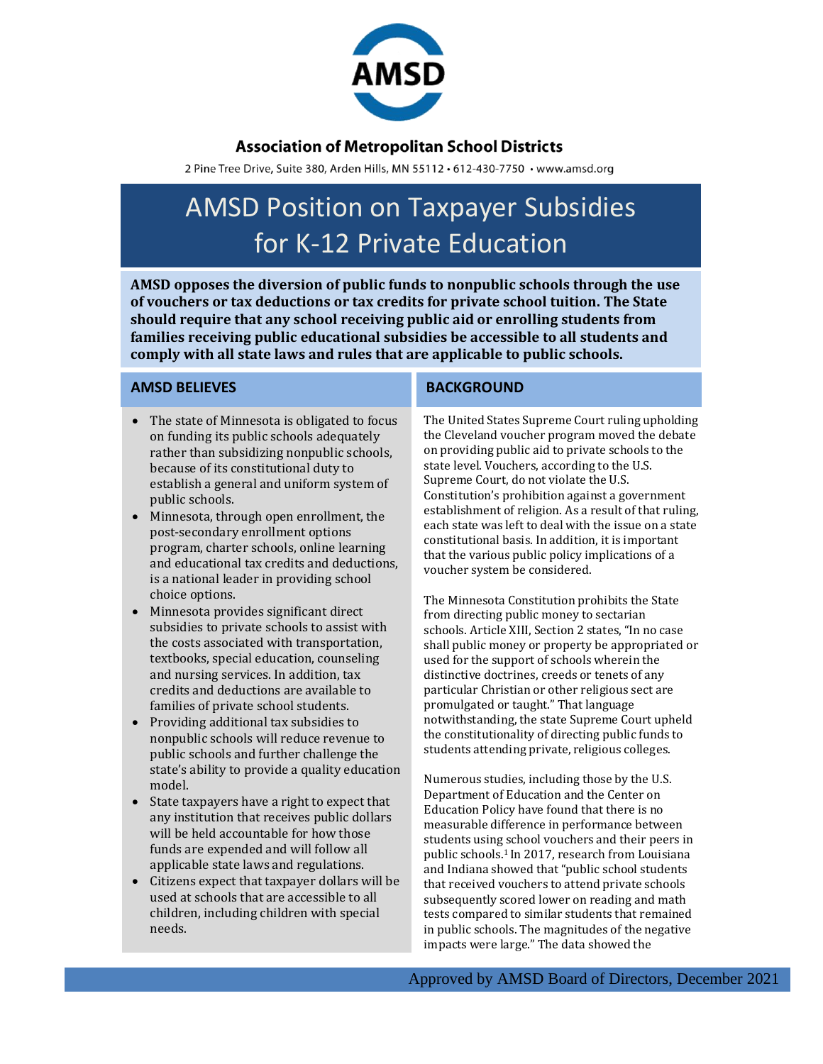**Association of Metropolitan School Districts**

2 Pine Tree Drive, Suite 380, Arden Hills, MN 55112 • 612-430-7750 • www.amsd.org

# AMSD Position on Taxpayer Subsidies for K-12 Private Education

**AMSD opposes the diversion of public funds to nonpublic schools through the use of vouchers or tax deductions or tax credits for private school tuition. The State should require that any school receiving public aid or enrolling students from families receiving public educational subsidies be accessible to all students and comply with all state laws and rules that are applicable to public schools.**

## AMSD BELIEVES

- The state of Minnesota is obligated to focus on funding its public schools adequately rather than subsidizing nonpublic schools, because of its constitutional duty to establish a general and uniform system of public schools.
- Minnesota, through open enrollment, the post-secondary enrollment options program, charter schools, online learning and educational tax credits and deductions, is a national leader in providing school choice options.
- Minnesota provides significant direct subsidies to private schools to assist with the costs associated with transportation, textbooks, special education, counseling and nursing services. In addition, tax credits and deductions are available to families of private school students.
- Providing additional tax subsidies to nonpublic schools will reduce revenue to public schools and further challenge the state's ability to provide a quality education model.
- State taxpayers have a right to expect that any institution that receives public dollars will be held accountable for how those funds are expended and will follow all applicable state laws and regulations.
- Citizens expect that taxpayer dollars will be used at schools that are accessible to all children, including children with special needs.

## BACKGROUND

The United States Supreme Court ruling upholding the Cleveland voucher program moved the debate on providing public aid to private schools to the state level. Vouchers, according to the U.S. Supreme Court, do not violate the U.S. Constitution's prohibition against a government establishment of religion. As a result of that ruling, each state was left to deal with the issue on a state constitutional basis. In addition, it is important that the various public policy implications of a voucher system be considered.

The Minnesota Constitution prohibits the State from directing public money to sectarian schools. Article XIII, Section 2 states, "In no case shall public money or property be appropriated or used for the support of schools wherein the distinctive doctrines, creeds or tenets of any particular Christian or other religious sect are promulgated or taught." That language notwithstanding, the state Supreme Court upheld the constitutionality of directing public funds to students attending private, religious colleges.

Numerous studies, including those by the U.S. Department of Education and the Center on Education Policy have found that there is no measurable difference in performance between students using school vouchers and their peers in public schools.[1] In 2017, research from Louisiana and Indiana showed that "public school students that received vouchers to attend private schools subsequently scored lower on reading and math tests compared to similar students that remained in public schools. The magnitudes of the negative impacts were large." The data showed the

Approved by AMSD Board of Directors, December 2021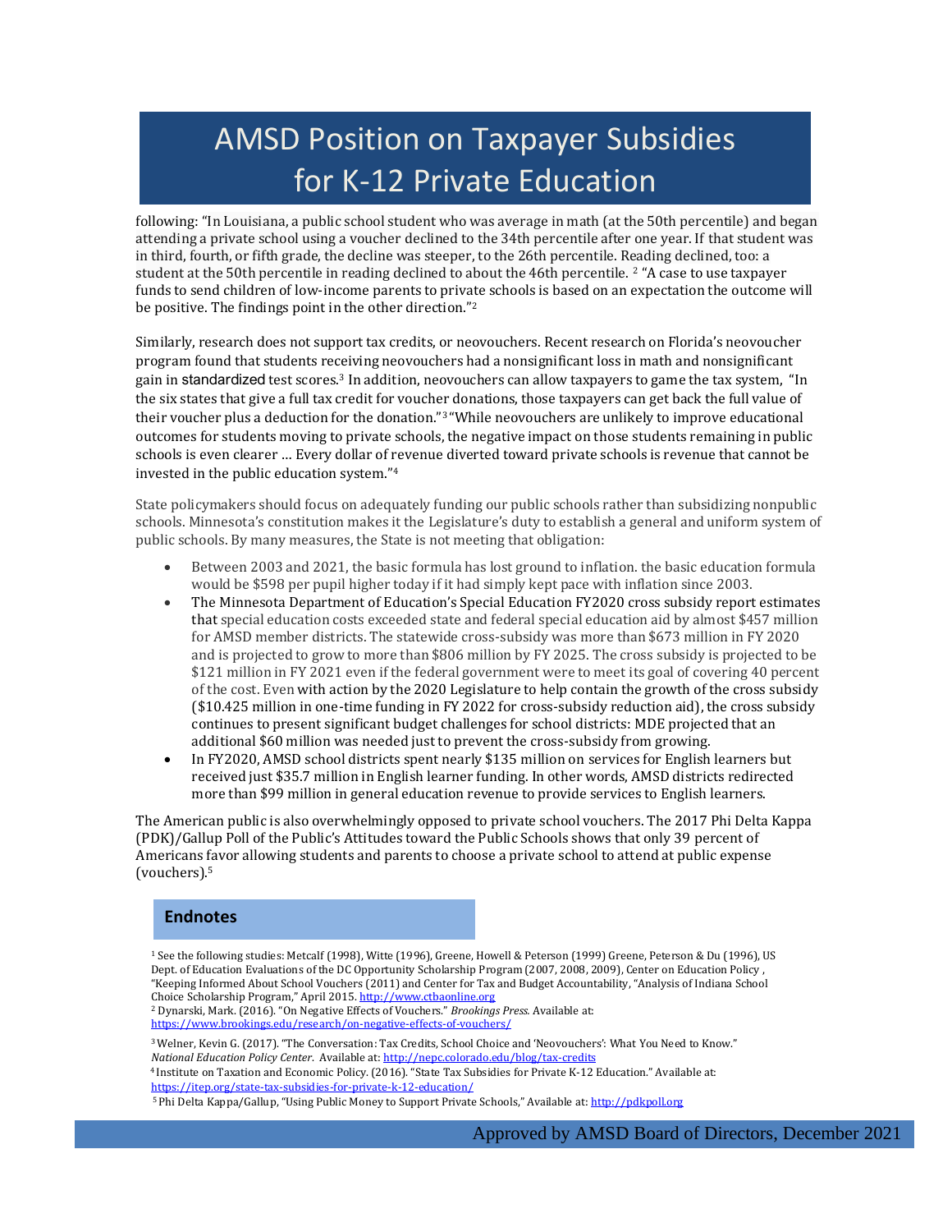# AMSD Position on Taxpayer Subsidies for K-12 Private Education

following: "In Louisiana, a public school student who was average in math (at the 50th percentile) and began attending a private school using a voucher declined to the 34th percentile after one year. If that student was in third, fourth, or fifth grade, the decline was steeper, to the 26th percentile. Reading declined, too: a student at the 50th percentile in reading declined to about the 46th percentile. [2] "A case to use taxpayer funds to send children of low-income parents to private schools is based on an expectation the outcome will be positive. The findings point in the other direction."[2]

Similarly, research does not support tax credits, or neovouchers. Recent research on Florida's neovoucher program found that students receiving neovouchers had a nonsignificant loss in math and nonsignificant gain in standardized test scores.[3] In addition, neovouchers can allow taxpayers to game the tax system, "In the six states that give a full tax credit for voucher donations, those taxpayers can get back the full value of their voucher plus a deduction for the donation."[3] "While neovouchers are unlikely to improve educational outcomes for students moving to private schools, the negative impact on those students remaining in public schools is even clearer … Every dollar of revenue diverted toward private schools is revenue that cannot be invested in the public education system."[4]

State policymakers should focus on adequately funding our public schools rather than subsidizing nonpublic schools. Minnesota's constitution makes it the Legislature's duty to establish a general and uniform system of public schools. By many measures, the State is not meeting that obligation:

- Between 2003 and 2021, the basic formula has lost ground to inflation. the basic education formula would be $598 per pupil higher today if it had simply kept pace with inflation since 2003.
- The Minnesota Department of Education's Special Education FY2020 cross subsidy report estimates that special education costs exceeded state and federal special education aid by almost $457 million for AMSD member districts. The statewide cross-subsidy was more than $673 million in FY 2020 and is projected to grow to more than $806 million by FY 2025. The cross subsidy is projected to be $121 million in FY 2021 even if the federal government were to meet its goal of covering 40 percent of the cost. Even with action by the 2020 Legislature to help contain the growth of the cross subsidy ($10.425 million in one-time funding in FY 2022 for cross-subsidy reduction aid), the cross subsidy continues to present significant budget challenges for school districts: MDE projected that an additional $60 million was needed just to prevent the cross-subsidy from growing.
- In FY2020, AMSD school districts spent nearly $135 million on services for English learners but received just $35.7 million in English learner funding. In other words, AMSD districts redirected more than $99 million in general education revenue to provide services to English learners.

The American public is also overwhelmingly opposed to private school vouchers. The 2017 Phi Delta Kappa (PDK)/Gallup Poll of the Public's Attitudes toward the Public Schools shows that only 39 percent of Americans favor allowing students and parents to choose a private school to attend at public expense (vouchers).[5]

## Endnotes

[1] See the following studies: Metcalf (1998), Witte (1996), Greene, Howell & Peterson (1999) Greene, Peterson & Du (1996), US Dept. of Education Evaluations of the DC Opportunity Scholarship Program (2007, 2008, 2009), Center on Education Policy , "Keeping Informed About School Vouchers (2011) and Center for Tax and Budget Accountability, "Analysis of Indiana School Choice Scholarship Program," April 2015. http://www.ctbaonline.org

[2] Dynarski, Mark. (2016). "On Negative Effects of Vouchers." *Brookings Press.* Available at: https://www.brookings.edu/research/on-negative-effects-of-vouchers/

[3] Welner, Kevin G. (2017). "The Conversation: Tax Credits, School Choice and 'Neovouchers': What You Need to Know." *National Education Policy Center.* Available at: http://nepc.colorado.edu/blog/tax-credits

[4] Institute on Taxation and Economic Policy. (2016). "State Tax Subsidies for Private K-12 Education." Available at: https://itep.org/state-tax-subsidies-for-private-k-12-education/

[5] Phi Delta Kappa/Gallup, "Using Public Money to Support Private Schools," Available at: http://pdkpoll.org

Approved by AMSD Board of Directors, December 2021